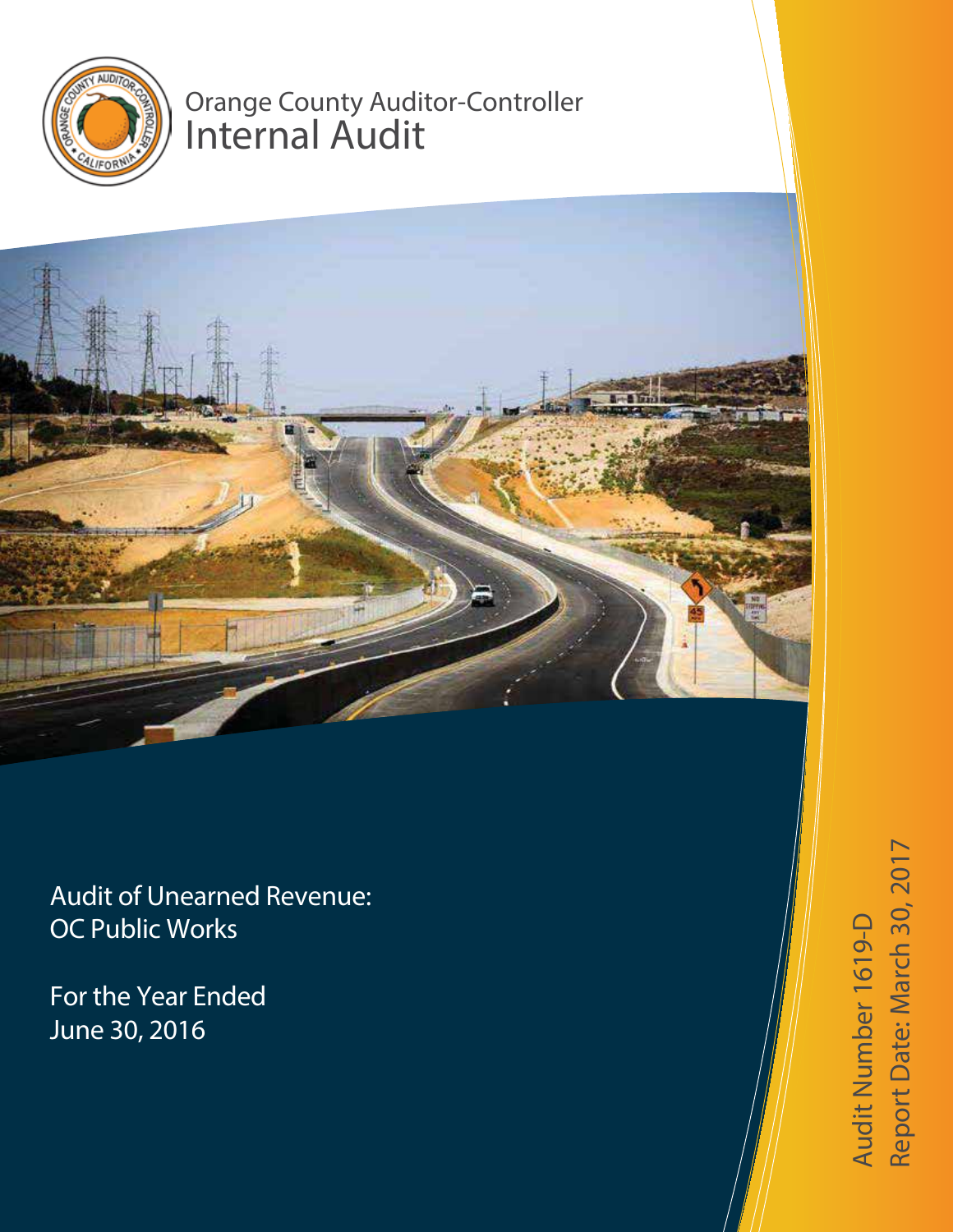Orange County Auditor-Controller

# Internal Audit

## Audit of Unearned Revenue: OC Public Works

For the Year Ended June 30, 2016

Audit Number 1619-D

Report Date: March 30, 2017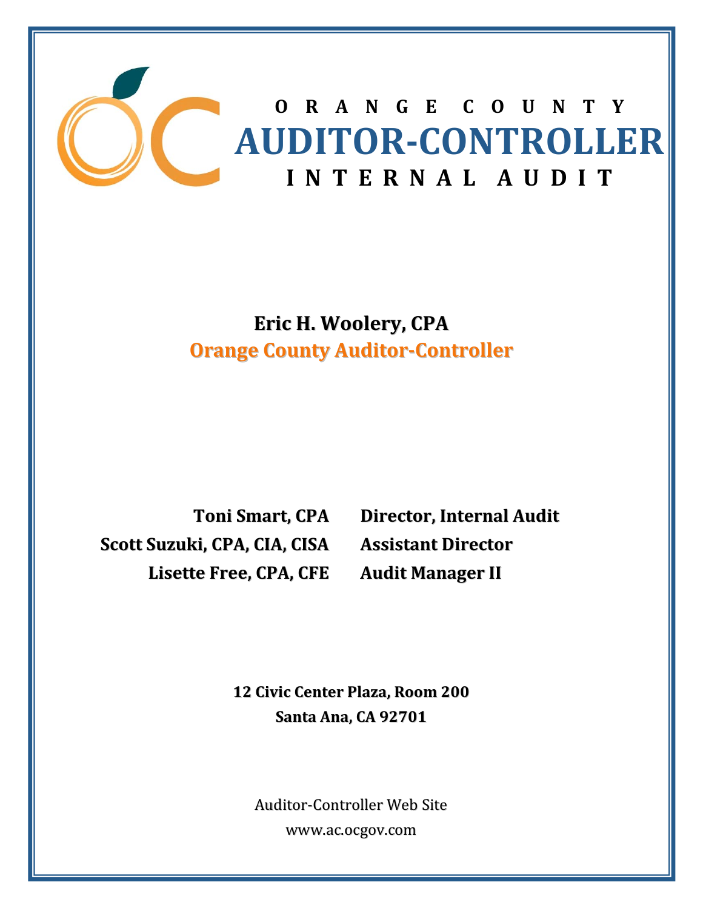# ORANGE COUNTY
# AUDITOR-CONTROLLER
# INTERNAL AUDIT

**Eric H. Woolery, CPA**
**Orange County Auditor-Controller**

| | |
|---|---|
| **Toni Smart, CPA** | **Director, Internal Audit** |
| **Scott Suzuki, CPA, CIA, CISA** | **Assistant Director** |
| **Lisette Free, CPA, CFE** | **Audit Manager II** |

**12 Civic Center Plaza, Room 200**
**Santa Ana, CA 92701**

Auditor-Controller Web Site
www.ac.ocgov.com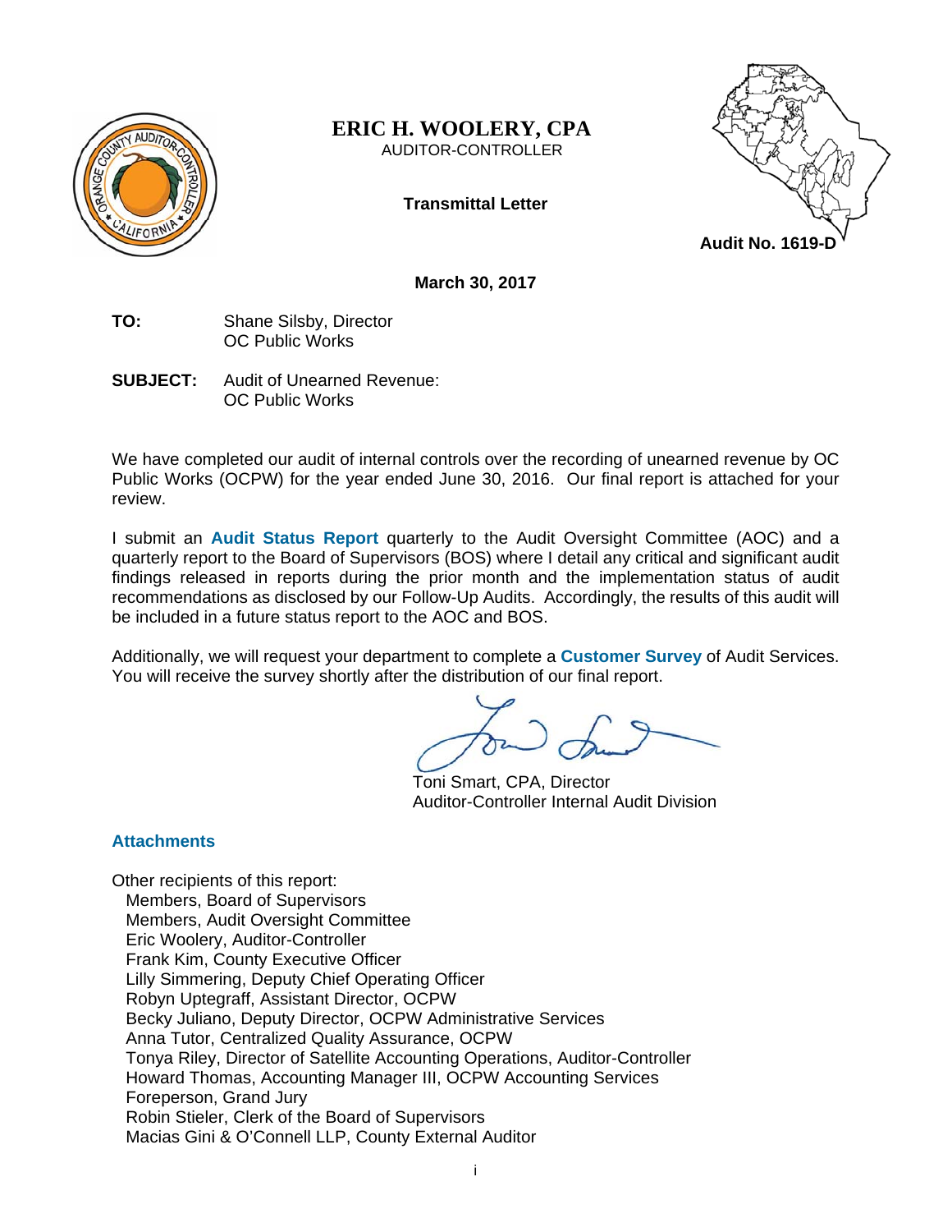**ERIC H. WOOLERY, CPA**
AUDITOR-CONTROLLER

**Transmittal Letter**

**Audit No. 1619-D**

**March 30, 2017**

**TO:** Shane Silsby, Director
OC Public Works

**SUBJECT:** Audit of Unearned Revenue:
OC Public Works

We have completed our audit of internal controls over the recording of unearned revenue by OC Public Works (OCPW) for the year ended June 30, 2016. Our final report is attached for your review.

I submit an **Audit Status Report** quarterly to the Audit Oversight Committee (AOC) and a quarterly report to the Board of Supervisors (BOS) where I detail any critical and significant audit findings released in reports during the prior month and the implementation status of audit recommendations as disclosed by our Follow-Up Audits. Accordingly, the results of this audit will be included in a future status report to the AOC and BOS.

Additionally, we will request your department to complete a **Customer Survey** of Audit Services. You will receive the survey shortly after the distribution of our final report.

Toni Smart, CPA, Director
Auditor-Controller Internal Audit Division

**Attachments**

Other recipients of this report:
- Members, Board of Supervisors
- Members, Audit Oversight Committee
- Eric Woolery, Auditor-Controller
- Frank Kim, County Executive Officer
- Lilly Simmering, Deputy Chief Operating Officer
- Robyn Uptegraff, Assistant Director, OCPW
- Becky Juliano, Deputy Director, OCPW Administrative Services
- Anna Tutor, Centralized Quality Assurance, OCPW
- Tonya Riley, Director of Satellite Accounting Operations, Auditor-Controller
- Howard Thomas, Accounting Manager III, OCPW Accounting Services
- Foreperson, Grand Jury
- Robin Stieler, Clerk of the Board of Supervisors
- Macias Gini & O'Connell LLP, County External Auditor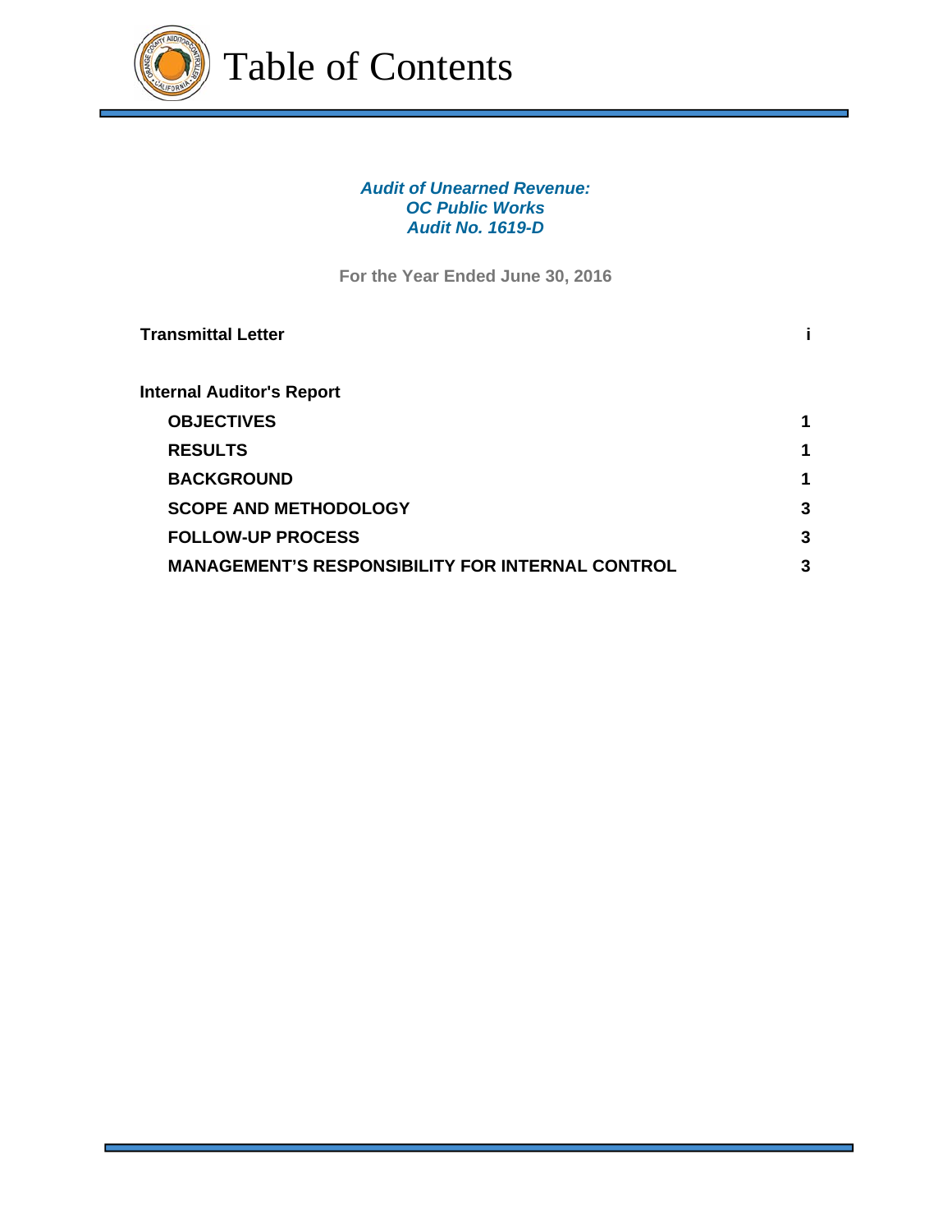# Table of Contents

***Audit of Unearned Revenue:***
***OC Public Works***
***Audit No. 1619-D***

**For the Year Ended June 30, 2016**

| | |
|---|---|
| **Transmittal Letter** | **i** |
| **Internal Auditor's Report** | |
| **OBJECTIVES** | **1** |
| **RESULTS** | **1** |
| **BACKGROUND** | **1** |
| **SCOPE AND METHODOLOGY** | **3** |
| **FOLLOW-UP PROCESS** | **3** |
| **MANAGEMENT'S RESPONSIBILITY FOR INTERNAL CONTROL** | **3** |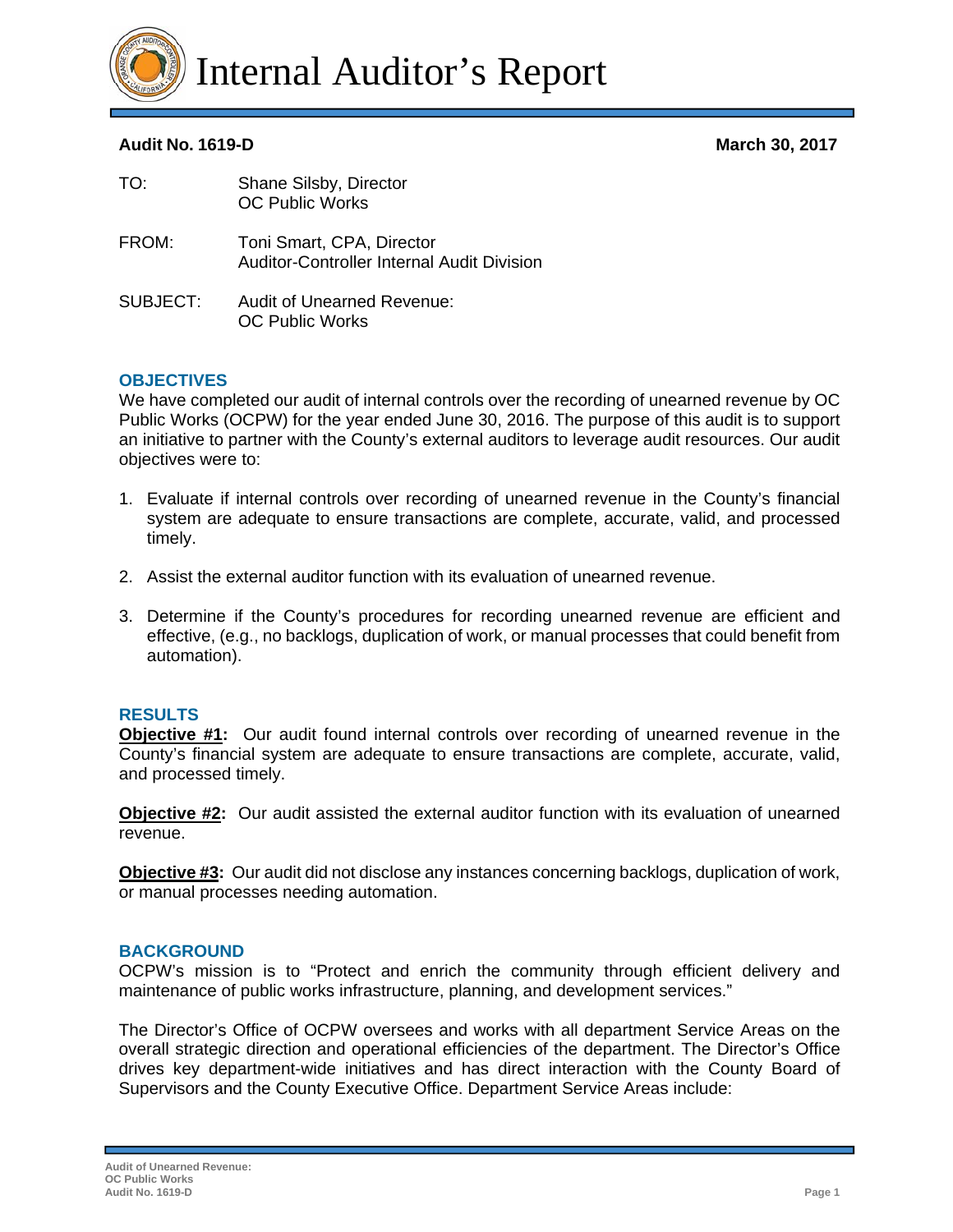# Internal Auditor's Report

**Audit No. 1619-D** **March 30, 2017**

TO: Shane Silsby, Director
OC Public Works

FROM: Toni Smart, CPA, Director
Auditor-Controller Internal Audit Division

SUBJECT: Audit of Unearned Revenue:
OC Public Works

## OBJECTIVES

We have completed our audit of internal controls over the recording of unearned revenue by OC Public Works (OCPW) for the year ended June 30, 2016. The purpose of this audit is to support an initiative to partner with the County's external auditors to leverage audit resources. Our audit objectives were to:

1. Evaluate if internal controls over recording of unearned revenue in the County's financial system are adequate to ensure transactions are complete, accurate, valid, and processed timely.
2. Assist the external auditor function with its evaluation of unearned revenue.
3. Determine if the County's procedures for recording unearned revenue are efficient and effective, (e.g., no backlogs, duplication of work, or manual processes that could benefit from automation).

## RESULTS

**Objective #1:** Our audit found internal controls over recording of unearned revenue in the County's financial system are adequate to ensure transactions are complete, accurate, valid, and processed timely.

**Objective #2:** Our audit assisted the external auditor function with its evaluation of unearned revenue.

**Objective #3:** Our audit did not disclose any instances concerning backlogs, duplication of work, or manual processes needing automation.

## BACKGROUND

OCPW's mission is to "Protect and enrich the community through efficient delivery and maintenance of public works infrastructure, planning, and development services."

The Director's Office of OCPW oversees and works with all department Service Areas on the overall strategic direction and operational efficiencies of the department. The Director's Office drives key department-wide initiatives and has direct interaction with the County Board of Supervisors and the County Executive Office. Department Service Areas include: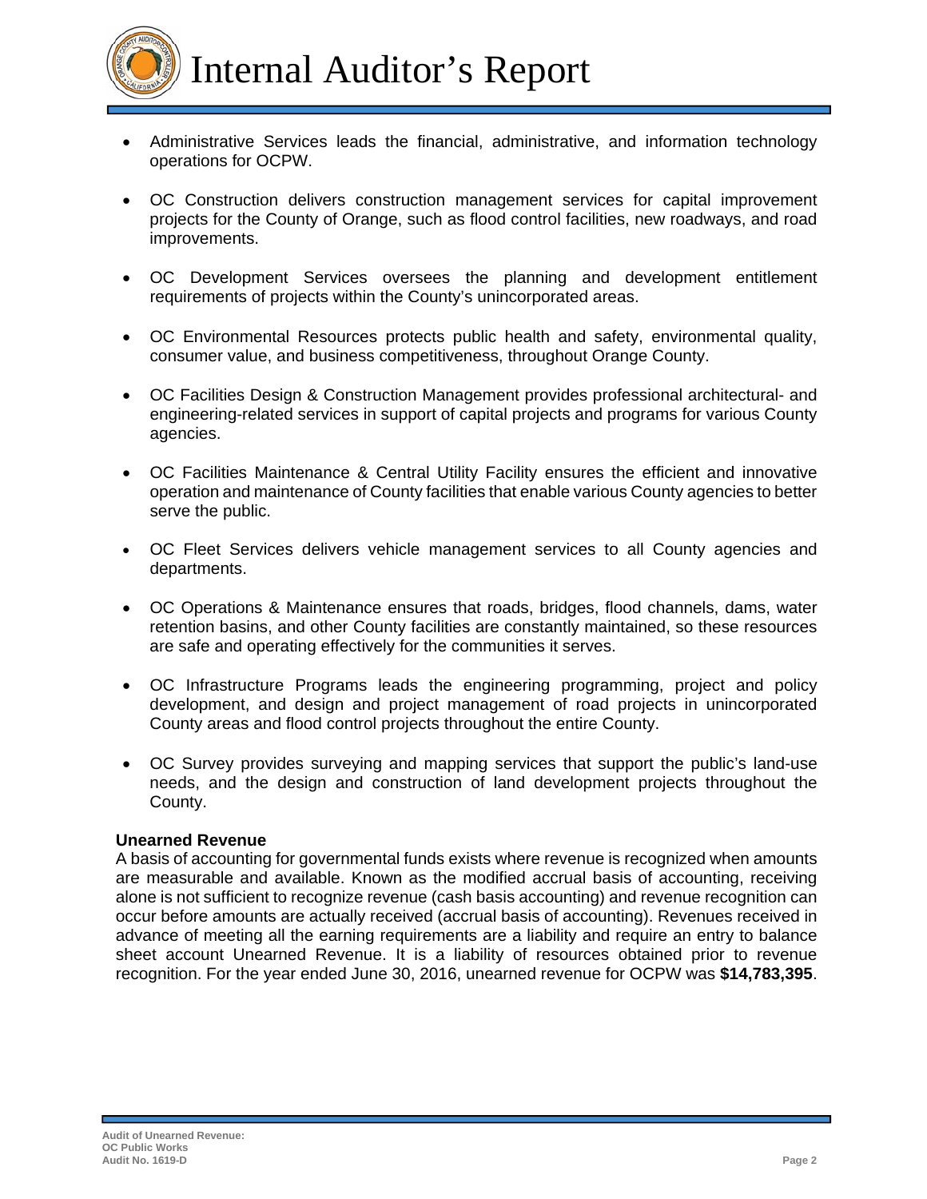- Administrative Services leads the financial, administrative, and information technology operations for OCPW.
- OC Construction delivers construction management services for capital improvement projects for the County of Orange, such as flood control facilities, new roadways, and road improvements.
- OC Development Services oversees the planning and development entitlement requirements of projects within the County's unincorporated areas.
- OC Environmental Resources protects public health and safety, environmental quality, consumer value, and business competitiveness, throughout Orange County.
- OC Facilities Design & Construction Management provides professional architectural- and engineering-related services in support of capital projects and programs for various County agencies.
- OC Facilities Maintenance & Central Utility Facility ensures the efficient and innovative operation and maintenance of County facilities that enable various County agencies to better serve the public.
- OC Fleet Services delivers vehicle management services to all County agencies and departments.
- OC Operations & Maintenance ensures that roads, bridges, flood channels, dams, water retention basins, and other County facilities are constantly maintained, so these resources are safe and operating effectively for the communities it serves.
- OC Infrastructure Programs leads the engineering programming, project and policy development, and design and project management of road projects in unincorporated County areas and flood control projects throughout the entire County.
- OC Survey provides surveying and mapping services that support the public's land-use needs, and the design and construction of land development projects throughout the County.

**Unearned Revenue**

A basis of accounting for governmental funds exists where revenue is recognized when amounts are measurable and available. Known as the modified accrual basis of accounting, receiving alone is not sufficient to recognize revenue (cash basis accounting) and revenue recognition can occur before amounts are actually received (accrual basis of accounting). Revenues received in advance of meeting all the earning requirements are a liability and require an entry to balance sheet account Unearned Revenue. It is a liability of resources obtained prior to revenue recognition. For the year ended June 30, 2016, unearned revenue for OCPW was **$14,783,395**.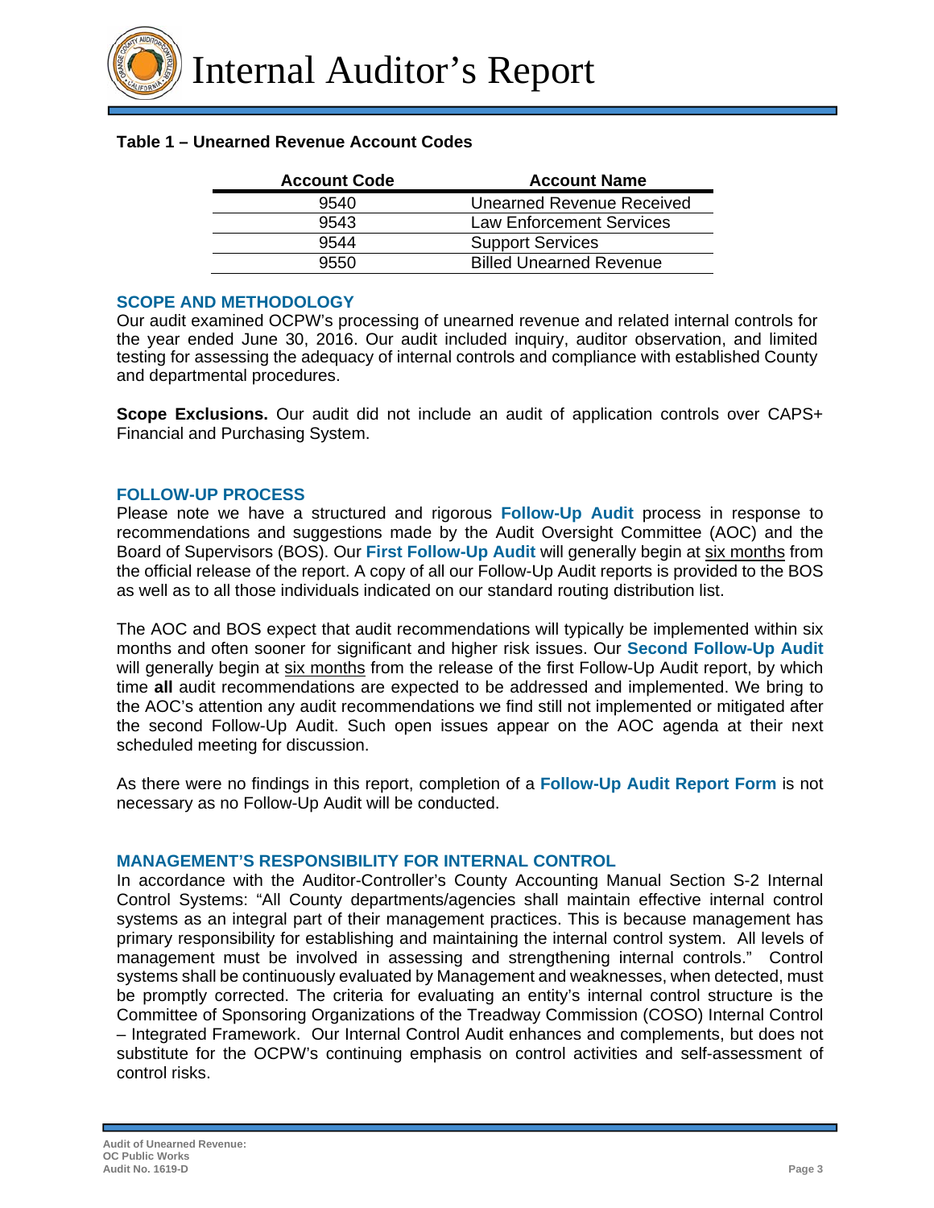**Table 1 – Unearned Revenue Account Codes**

| Account Code | Account Name |
|---|---|
| 9540 | Unearned Revenue Received |
| 9543 | Law Enforcement Services |
| 9544 | Support Services |
| 9550 | Billed Unearned Revenue |

## SCOPE AND METHODOLOGY

Our audit examined OCPW's processing of unearned revenue and related internal controls for the year ended June 30, 2016. Our audit included inquiry, auditor observation, and limited testing for assessing the adequacy of internal controls and compliance with established County and departmental procedures.

**Scope Exclusions.** Our audit did not include an audit of application controls over CAPS+ Financial and Purchasing System.

## FOLLOW-UP PROCESS

Please note we have a structured and rigorous **Follow-Up Audit** process in response to recommendations and suggestions made by the Audit Oversight Committee (AOC) and the Board of Supervisors (BOS). Our **First Follow-Up Audit** will generally begin at six months from the official release of the report. A copy of all our Follow-Up Audit reports is provided to the BOS as well as to all those individuals indicated on our standard routing distribution list.

The AOC and BOS expect that audit recommendations will typically be implemented within six months and often sooner for significant and higher risk issues. Our **Second Follow-Up Audit** will generally begin at six months from the release of the first Follow-Up Audit report, by which time **all** audit recommendations are expected to be addressed and implemented. We bring to the AOC's attention any audit recommendations we find still not implemented or mitigated after the second Follow-Up Audit. Such open issues appear on the AOC agenda at their next scheduled meeting for discussion.

As there were no findings in this report, completion of a **Follow-Up Audit Report Form** is not necessary as no Follow-Up Audit will be conducted.

## MANAGEMENT'S RESPONSIBILITY FOR INTERNAL CONTROL

In accordance with the Auditor-Controller's County Accounting Manual Section S-2 Internal Control Systems: "All County departments/agencies shall maintain effective internal control systems as an integral part of their management practices. This is because management has primary responsibility for establishing and maintaining the internal control system. All levels of management must be involved in assessing and strengthening internal controls." Control systems shall be continuously evaluated by Management and weaknesses, when detected, must be promptly corrected. The criteria for evaluating an entity's internal control structure is the Committee of Sponsoring Organizations of the Treadway Commission (COSO) Internal Control – Integrated Framework. Our Internal Control Audit enhances and complements, but does not substitute for the OCPW's continuing emphasis on control activities and self-assessment of control risks.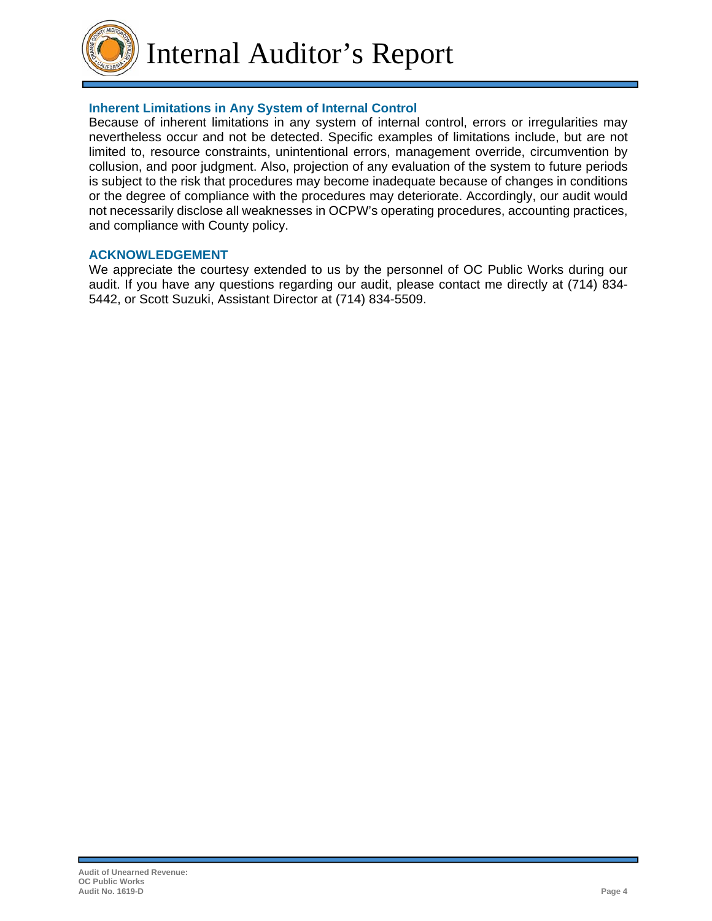### Inherent Limitations in Any System of Internal Control

Because of inherent limitations in any system of internal control, errors or irregularities may nevertheless occur and not be detected. Specific examples of limitations include, but are not limited to, resource constraints, unintentional errors, management override, circumvention by collusion, and poor judgment. Also, projection of any evaluation of the system to future periods is subject to the risk that procedures may become inadequate because of changes in conditions or the degree of compliance with the procedures may deteriorate. Accordingly, our audit would not necessarily disclose all weaknesses in OCPW's operating procedures, accounting practices, and compliance with County policy.

### ACKNOWLEDGEMENT

We appreciate the courtesy extended to us by the personnel of OC Public Works during our audit. If you have any questions regarding our audit, please contact me directly at (714) 834-5442, or Scott Suzuki, Assistant Director at (714) 834-5509.